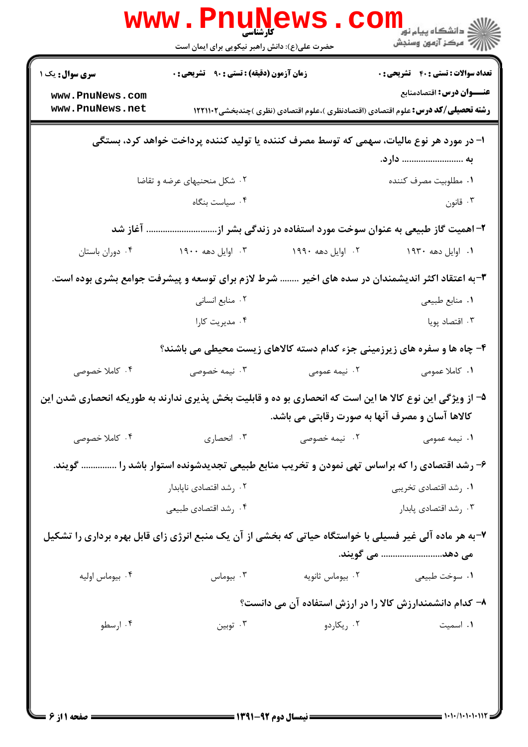کارشناسی

حضرت علی(ع): دانش راهبر نیکویی برای ایمان است

دانشگاه پیام نور
مرکز آزمون وسنجش

**سری سوال:** یک ۱

**زمان آزمون (دقیقه) : تستی : ۹۰ تشریحی : ۰**

**تعداد سوالات : تستی : ۴۰ تشریحی : ۰**

**عنـــوان درس:** اقتصادمنابع

**رشته تحصیلی/کد درس:** علوم اقتصادی (اقتصادنظری )،علوم اقتصادی (نظری )چندبخشی۱۲۲۱۱۰۲

**۱-** در مورد هر نوع مالیات، سهمی که توسط مصرف کننده یا تولید کننده پرداخت خواهد کرد، بستگی به ......................... دارد.

۱. مطلوبیت مصرف کننده
۲. شکل منحنیهای عرضه و تقاضا
۳. قانون
۴. سیاست بنگاه

**۲-** اهمیت گاز طبیعی به عنوان سوخت مورد استفاده در زندگی بشر از.............................. آغاز شد

۱. اوایل دهه ۱۹۳۰
۲. اوایل دهه ۱۹۹۰
۳. اوایل دهه ۱۹۰۰
۴. دوران باستان

**۳-** به اعتقاد اکثر اندیشمندان در سده های اخیر ........ شرط لازم برای توسعه و پیشرفت جوامع بشری بوده است.

۱. منابع طبیعی
۲. منابع انسانی
۳. اقتصاد پویا
۴. مدیریت کارا

**۴-** چاه ها و سفره های زیرزمینی جزء کدام دسته کالاهای زیست محیطی می باشند؟

۱. کاملا عمومی
۲. نیمه عمومی
۳. نیمه خصوصی
۴. کاملا خصوصی

**۵-** از ویژگی این نوع کالا ها این است که انحصاری بو ده و قابلیت بخش پذیری ندارند به طوریکه انحصاری شدن این کالاها آسان و مصرف آنها به صورت رقابتی می باشد.

۱. نیمه عمومی
۲. نیمه خصوصی
۳. انحصاری
۴. کاملا خصوصی

**۶-** رشد اقتصادی را که براساس تهی نمودن و تخریب منابع طبیعی تجدیدشونده استوار باشد را ............... گویند.

۱. رشد اقتصادی تخریبی
۲. رشد اقتصادی ناپایدار
۳. رشد اقتصادی پایدار
۴. رشد اقتصادی طبیعی

**۷-** به هر ماده آلی غیر فسیلی با خواستگاه حیاتی که بخشی از آن یک منبع انرژی زای قابل بهره برداری را تشکیل می دهد......................... می گویند.

۱. سوخت طبیعی
۲. بیوماس ثانویه
۳. بیوماس
۴. بیوماس اولیه

**۸-** کدام دانشمندارزش کالا را در ارزش استفاده آن می دانست؟

۱. اسمیت
۲. ریکاردو
۳. توبین
۴. ارسطو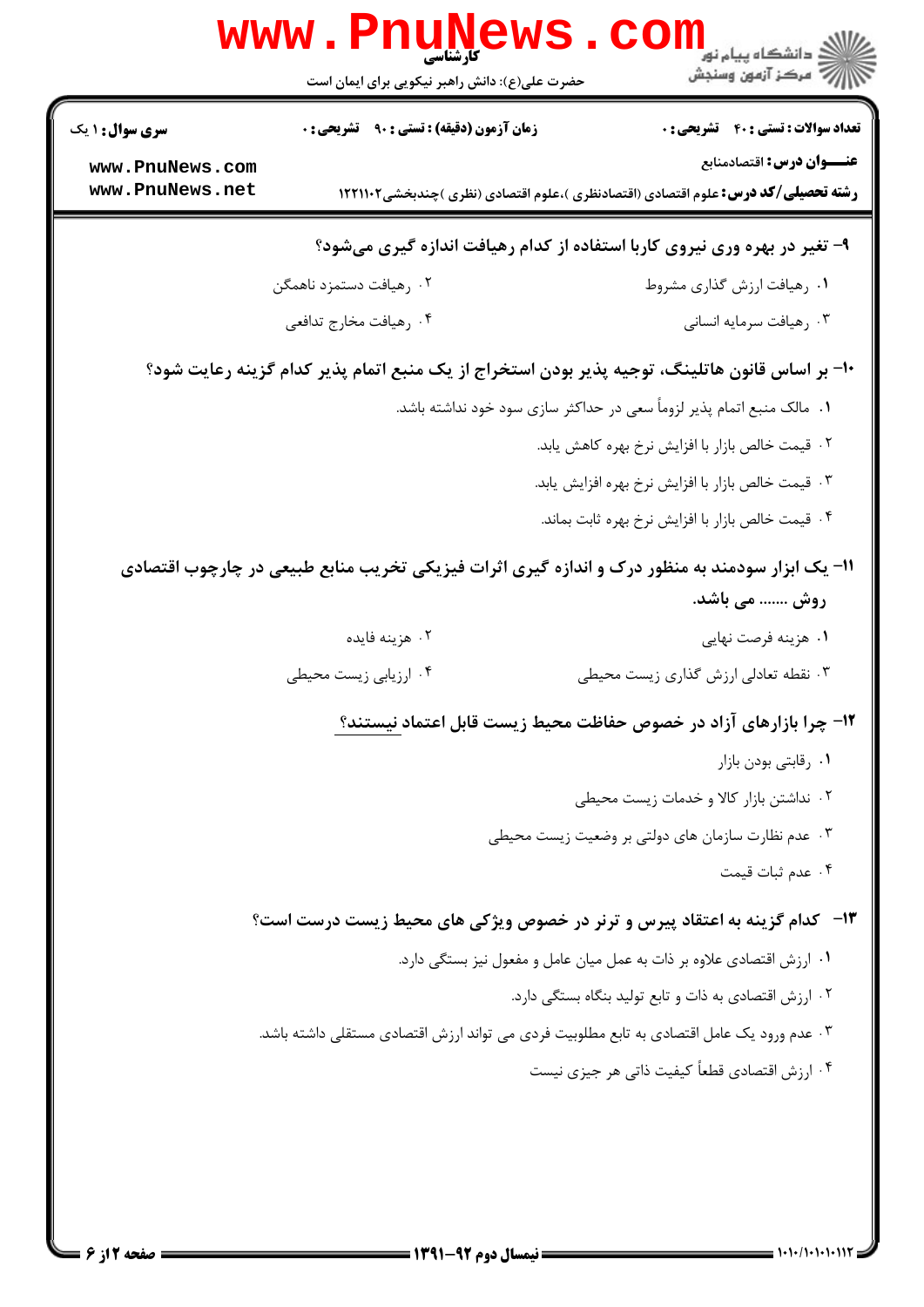**۹- تغیر در بهره وری نیروی کاربا استفاده از کدام رهیافت اندازه گیری می‌شود؟**

۱. رهیافت ارزش گذاری مشروط

۲. رهیافت دستمزد ناهمگن

۳. رهیافت سرمایه انسانی

۴. رهیافت مخارج تدافعی

**۱۰- بر اساس قانون هاتلینگ، توجیه پذیر بودن استخراج از یک منبع اتمام پذیر کدام گزینه رعایت شود؟**

۱. مالک منبع اتمام پذیر لزوماً سعی در حداکثر سازی سود خود نداشته باشد.

۲. قیمت خالص بازار با افزایش نرخ بهره کاهش یابد.

۳. قیمت خالص بازار با افزایش نرخ بهره افزایش یابد.

۴. قیمت خالص بازار با افزایش نرخ بهره ثابت بماند.

**۱۱- یک ابزار سودمند به منظور درک و اندازه گیری اثرات فیزیکی تخریب منابع طبیعی در چارچوب اقتصادی روش ....... می باشد.**

۱. هزینه فرصت نهایی

۲. هزینه فایده

۳. نقطه تعادلی ارزش گذاری زیست محیطی

۴. ارزیابی زیست محیطی

**۱۲- چرا بازارهای آزاد در خصوص حفاظت محیط زیست قابل اعتماد نیستند؟**

۱. رقابتی بودن بازار

۲. نداشتن بازار کالا و خدمات زیست محیطی

۳. عدم نظارت سازمان های دولتی بر وضعیت زیست محیطی

۴. عدم ثبات قیمت

**۱۳- کدام گزینه به اعتقاد پیرس و ترنر در خصوص ویژگی های محیط زیست درست است؟**

۱. ارزش اقتصادی علاوه بر ذات به عمل میان عامل و مفعول نیز بستگی دارد.

۲. ارزش اقتصادی به ذات و تابع تولید بنگاه بستگی دارد.

۳. عدم ورود یک عامل اقتصادی به تابع مطلوبیت فردی می تواند ارزش اقتصادی مستقلی داشته باشد.

۴. ارزش اقتصادی قطعاً کیفیت ذاتی هر جیزی نیست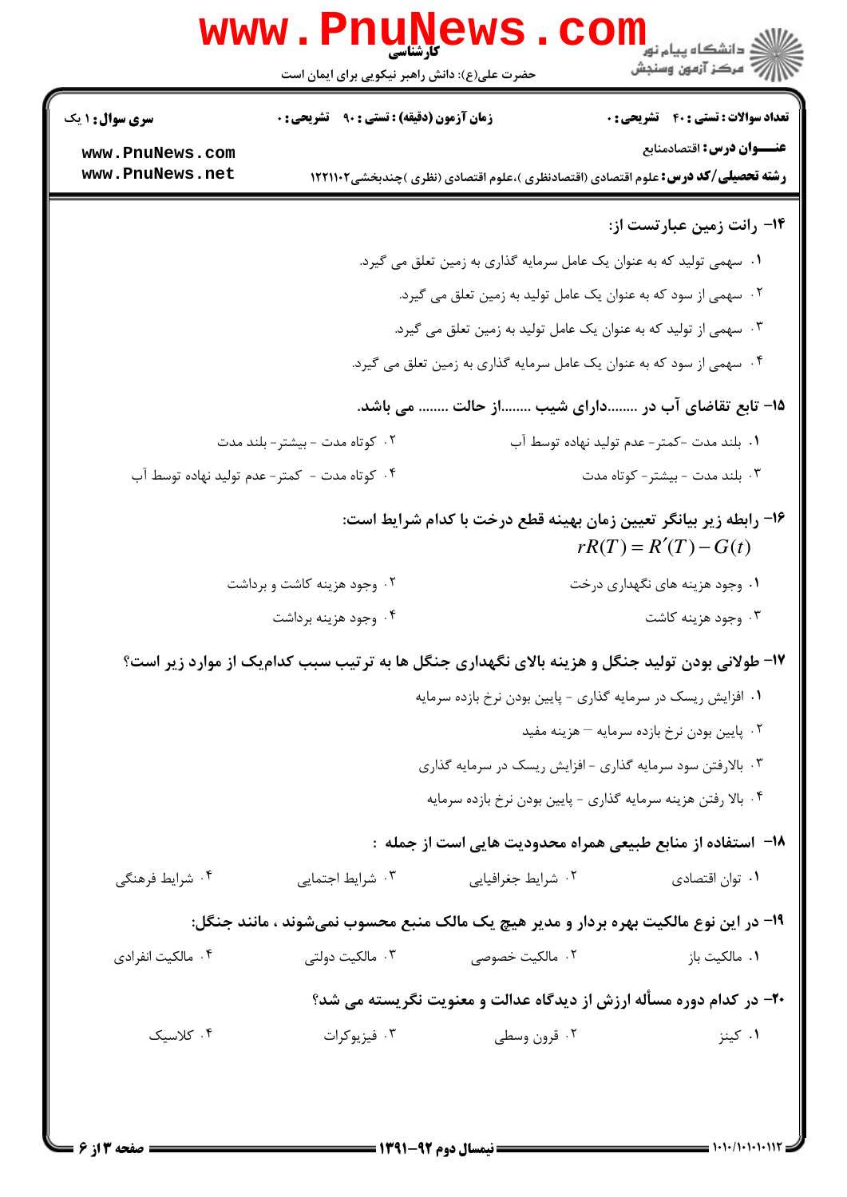**۱۴- رانت زمین عبارتست از:**

۱. سهمی تولید که به عنوان یک عامل سرمایه گذاری به زمین تعلق می گیرد.

۲. سهمی از سود که به عنوان یک عامل تولید به زمین تعلق می گیرد.

۳. سهمی از تولید که به عنوان یک عامل تولید به زمین تعلق می گیرد.

۴. سهمی از سود که به عنوان یک عامل سرمایه گذاری به زمین تعلق می گیرد.

**۱۵- تابع تقاضای آب در ........دارای شیب ........از حالت ........ می باشد.**

۱. بلند مدت -کمتر- عدم تولید نهاده توسط آب

۲. کوتاه مدت - بیشتر- بلند مدت

۳. بلند مدت - بیشتر- کوتاه مدت

۴. کوتاه مدت - کمتر- عدم تولید نهاده توسط آب

**۱۶- رابطه زیر بیانگر تعیین زمان بهینه قطع درخت با کدام شرایط است:**

$$rR(T) = R'(T) - G(t)$$

۱. وجود هزینه های نگهداری درخت

۲. وجود هزینه کاشت و برداشت

۳. وجود هزینه کاشت

۴. وجود هزینه برداشت

**۱۷- طولانی بودن تولید جنگل و هزینه بالای نگهداری جنگل ها به ترتیب سبب کدام‌یک از موارد زیر است؟**

۱. افزایش ریسک در سرمایه گذاری - پایین بودن نرخ بازده سرمایه

۲. پایین بودن نرخ بازده سرمایه – هزینه مفید

۳. بالارفتن سود سرمایه گذاری - افزایش ریسک در سرمایه گذاری

۴. بالا رفتن هزینه سرمایه گذاری - پایین بودن نرخ بازده سرمایه

**۱۸- استفاده از منابع طبیعی همراه محدودیت هایی است از جمله :**

۱. توان اقتصادی

۲. شرایط جغرافیایی

۳. شرایط اجتمایی

۴. شرایط فرهنگی

**۱۹- در این نوع مالکیت بهره بردار و مدیر هیچ یک مالک منبع محسوب نمی‌شوند ، مانند جنگل:**

۱. مالکیت باز

۲. مالکیت خصوصی

۳. مالکیت دولتی

۴. مالکیت انفرادی

**۲۰- در کدام دوره مسأله ارزش از دیدگاه عدالت و معنویت نگریسته می شد؟**

۱. کینز

۲. قرون وسطی

۳. فیزیوکرات

۴. کلاسیک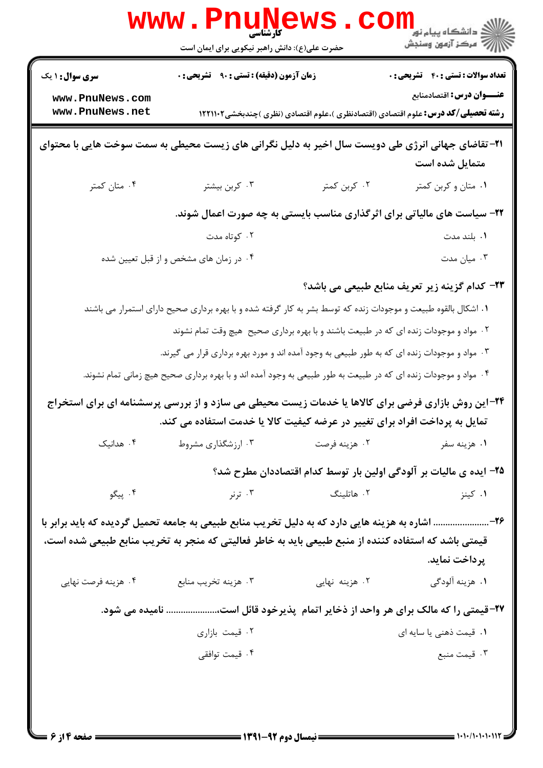**تعداد سوالات : تستی : ۴۰ تشریحی : ۰** | **زمان آزمون (دقیقه) : تستی : ۹۰ تشریحی : ۰** | **سری سوال : ۱ یک**

**عنـــوان درس:** اقتصادمنابع

**رشته تحصیلی/کد درس:** علوم اقتصادی (اقتصادنظری )،علوم اقتصادی (نظری )چندبخشی۱۲۲۱۱۰۲

**۲۱-** تقاضای جهانی انرژی طی دویست سال اخیر به دلیل نگرانی های زیست محیطی به سمت سوخت هایی با محتوای ............ متمایل شده است

۱. متان و کربن کمتر
۲. کربن کمتر
۳. کربن بیشتر
۴. متان کمتر

**۲۲-** سیاست های مالیاتی برای اثرگذاری مناسب بایستی به چه صورت اعمال شوند.

۱. بلند مدت
۲. کوتاه مدت
۳. میان مدت
۴. در زمان های مشخص و از قبل تعیین شده

**۲۳-** کدام گزینه زیر تعریف منابع طبیعی می باشد؟

۱. اشکال بالقوه طبیعت و موجودات زنده که توسط بشر به کار گرفته شده و با بهره برداری صحیح دارای استمرار می باشند
۲. مواد و موجودات زنده ای که در طبیعت باشند و با بهره برداری صحیح هیچ وقت تمام نشوند
۳. مواد و موجودات زنده ای که به طور طبیعی به وجود آمده اند و مورد بهره برداری قرار می گیرند.
۴. مواد و موجودات زنده ای که در طبیعت به طور طبیعی به وجود آمده اند و با بهره برداری صحیح هیچ زمانی تمام نشوند.

**۲۴-** این روش بازاری فرضی برای کالاها یا خدمات زیست محیطی می سازد و از بررسی پرسشنامه ای برای استخراج تمایل به پرداخت افراد برای تغییر در عرضه کیفیت کالا یا خدمت استفاده می کند.

۱. هزینه سفر
۲. هزینه فرصت
۳. ارزشگذاری مشروط
۴. هدانیک

**۲۵-** ایده ی مالیات بر آلودگی اولین بار توسط کدام اقتصاددان مطرح شد؟

۱. کینز
۲. هاتلینگ
۳. ترنر
۴. پیگو

**۲۶-** ...................... اشاره به هزینه هایی دارد که به دلیل تخریب منابع طبیعی به جامعه تحمیل گردیده که باید برابر با قیمتی باشد که استفاده کننده از منبع طبیعی باید به خاطر فعالیتی که منجر به تخریب منابع طبیعی شده است، پرداخت نماید.

۱. هزینه آلودگی
۲. هزینه نهایی
۳. هزینه تخریب منابع
۴. هزینه فرصت نهایی

**۲۷-** قیمتی را که مالک برای هر واحد از ذخایر اتمام پذیرخود قائل است،.................... نامیده می شود.

۱. قیمت ذهنی یا سایه ای
۲. قیمت بازاری
۳. قیمت منبع
۴. قیمت توافقی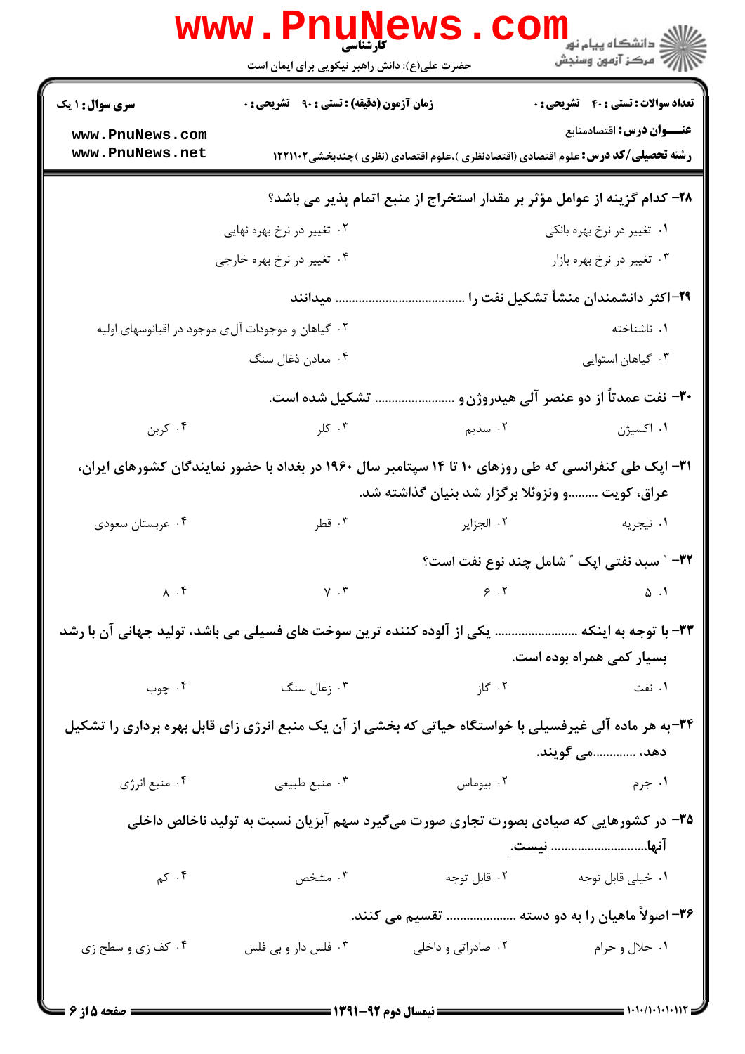۲۸- کدام گزینه از عوامل مؤثر بر مقدار استخراج از منبع اتمام پذیر می باشد؟

۱. تغییر در نرخ بهره بانکی
۲. تغییر در نرخ بهره نهایی
۳. تغییر در نرخ بهره بازار
۴. تغییر در نرخ بهره خارجی

۲۹- اکثر دانشمندان منشأ تشکیل نفت را ..................................... میدانند

۱. ناشناخته
۲. گیاهان و موجودات آلی موجود در اقیانوسهای اولیه
۳. گیاهان استوایی
۴. معادن ذغال سنگ

۳۰- نفت عمدتاً از دو عنصر آلی هیدروژن و ........................ تشکیل شده است.

۱. اکسیژن
۲. سدیم
۳. کلر
۴. کربن

۳۱- اپک طی کنفرانسی که طی روزهای ۱۰ تا ۱۴ سپتامبر سال ۱۹۶۰ در بغداد با حضور نمایندگان کشورهای ایران، عراق، کویت .........و ونزوئلا برگزار شد بنیان گذاشته شد.

۱. نیجریه
۲. الجزایر
۳. قطر
۴. عربستان سعودی

۳۲- " سبد نفتی اپک " شامل چند نوع نفت است؟

۱. ۵
۲. ۶
۳. ۷
۴. ۸

۳۳- با توجه به اینکه ........................ یکی از آلوده کننده ترین سوخت های فسیلی می باشد، تولید جهانی آن با رشد بسیار کمی همراه بوده است.

۱. نفت
۲. گاز
۳. زغال سنگ
۴. چوب

۳۴- به هر ماده آلی غیرفسیلی با خواستگاه حیاتی که بخشی از آن یک منبع انرژی زای قابل بهره برداری را تشکیل دهد، ............می گویند.

۱. جرم
۲. بیوماس
۳. منبع طبیعی
۴. منبع انرژی

۳۵- در کشورهایی که صیادی بصورت تجاری صورت می‌گیرد سهم آبزیان نسبت به تولید ناخالص داخلی آنها............................ نیست.

۱. خیلی قابل توجه
۲. قابل توجه
۳. مشخص
۴. کم

۳۶- اصولاً ماهیان را به دو دسته .................... تقسیم می کنند.

۱. حلال و حرام
۲. صادراتی و داخلی
۳. فلس دار و بی فلس
۴. کف زی و سطح زی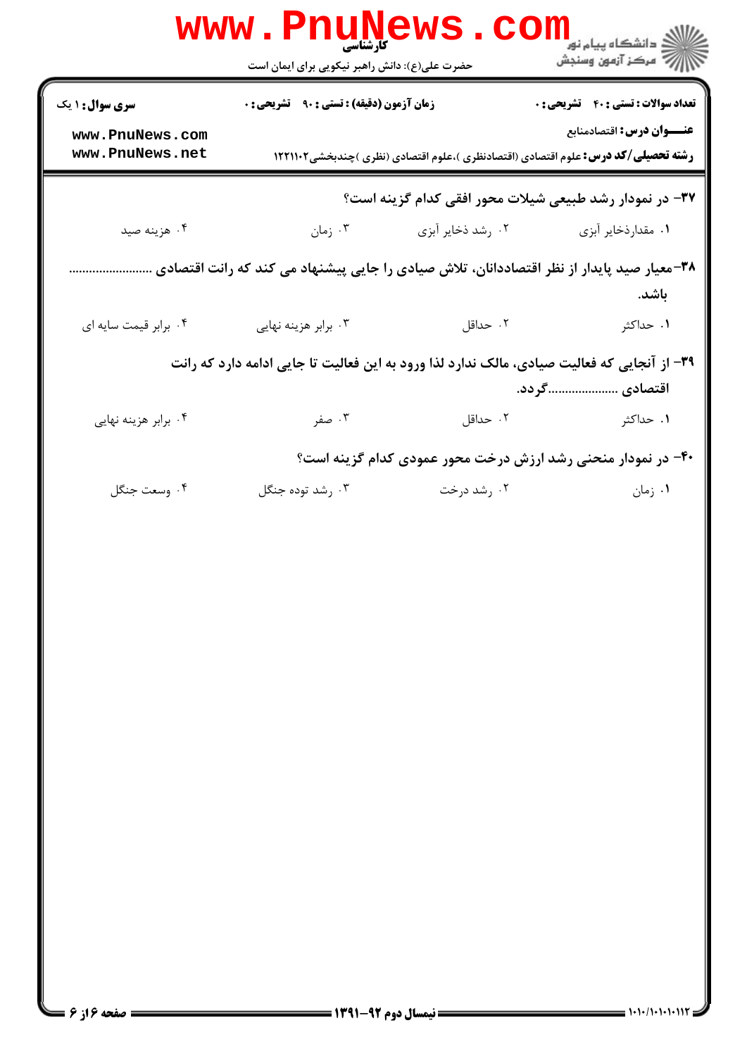۳۷- در نمودار رشد طبیعی شیلات محور افقی کدام گزینه است؟

۱. مقدارذخایر آبزی
۲. رشد ذخایر آبزی
۳. زمان
۴. هزینه صید

۳۸-معیار صید پایدار از نظر اقتصاددانان، تلاش صیادی را جایی پیشنهاد می کند که رانت اقتصادی ......................... باشد.

۱. حداکثر
۲. حداقل
۳. برابر هزینه نهایی
۴. برابر قیمت سایه ای

۳۹- از آنجایی که فعالیت صیادی، مالک ندارد لذا ورود به این فعالیت تا جایی ادامه دارد که رانت اقتصادی .....................گردد.

۱. حداکثر
۲. حداقل
۳. صفر
۴. برابر هزینه نهایی

۴۰- در نمودار منحنی رشد ارزش درخت محور عمودی کدام گزینه است؟

۱. زمان
۲. رشد درخت
۳. رشد توده جنگل
۴. وسعت جنگل